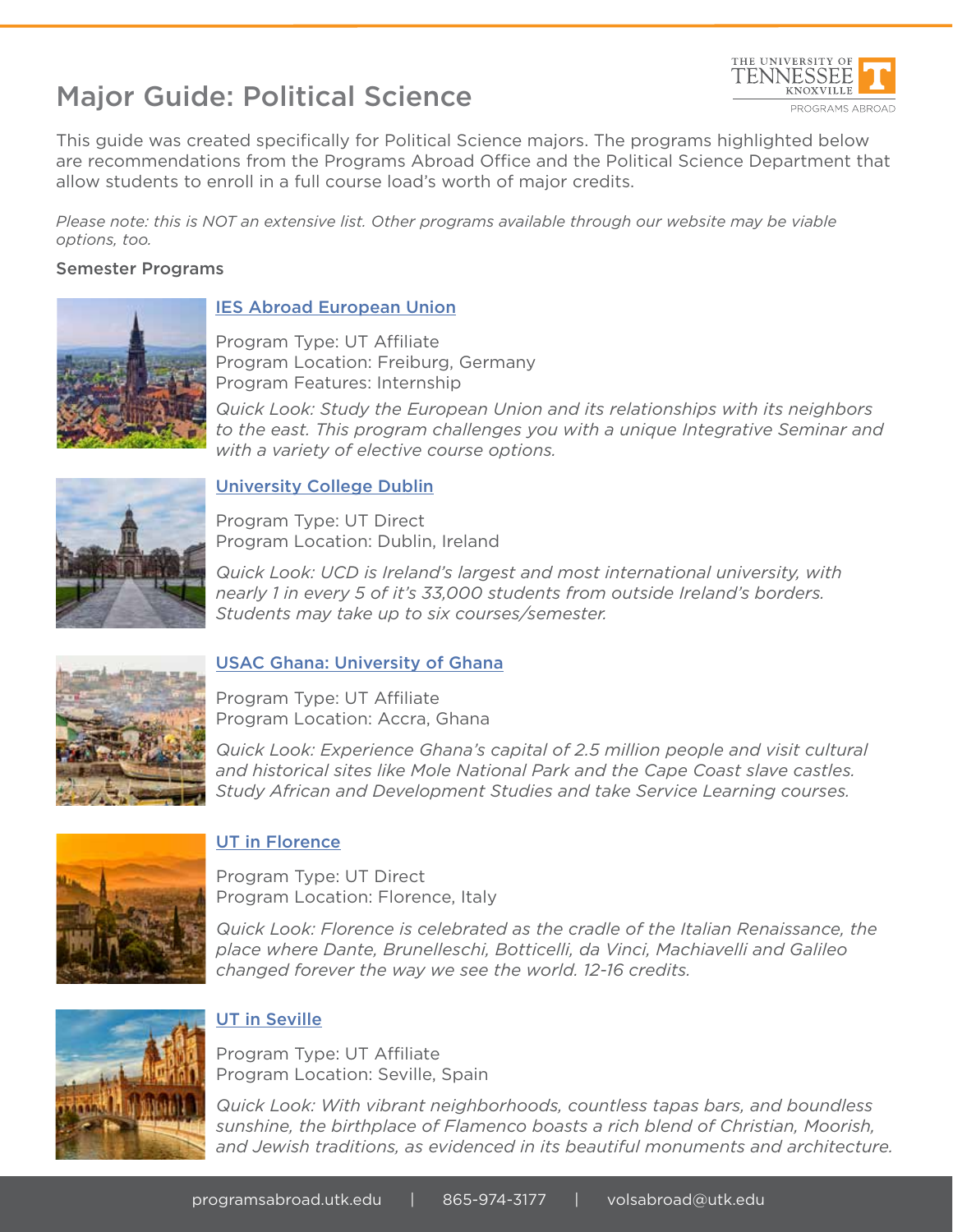# Major Guide: Political Science

This guide was created specifically for Political Science majors. The programs highlighted below are recommendations from the Programs Abroad Office and the Political Science Department that allow students to enroll in a full course load's worth of major credits.

*Please note: this is NOT an extensive list. Other programs available through our website may be viable options, too.*

## Semester Programs

### IES Abroad European Union

Program Type: UT Affiliate
Program Location: Freiburg, Germany
Program Features: Internship

*Quick Look: Study the European Union and its relationships with its neighbors to the east. This program challenges you with a unique Integrative Seminar and with a variety of elective course options.*

### University College Dublin

Program Type: UT Direct
Program Location: Dublin, Ireland

*Quick Look: UCD is Ireland's largest and most international university, with nearly 1 in every 5 of it's 33,000 students from outside Ireland's borders. Students may take up to six courses/semester.*

### USAC Ghana: University of Ghana

Program Type: UT Affiliate
Program Location: Accra, Ghana

*Quick Look: Experience Ghana's capital of 2.5 million people and visit cultural and historical sites like Mole National Park and the Cape Coast slave castles. Study African and Development Studies and take Service Learning courses.*

### UT in Florence

Program Type: UT Direct
Program Location: Florence, Italy

*Quick Look: Florence is celebrated as the cradle of the Italian Renaissance, the place where Dante, Brunelleschi, Botticelli, da Vinci, Machiavelli and Galileo changed forever the way we see the world. 12-16 credits.*

### UT in Seville

Program Type: UT Affiliate
Program Location: Seville, Spain

*Quick Look: With vibrant neighborhoods, countless tapas bars, and boundless sunshine, the birthplace of Flamenco boasts a rich blend of Christian, Moorish, and Jewish traditions, as evidenced in its beautiful monuments and architecture.*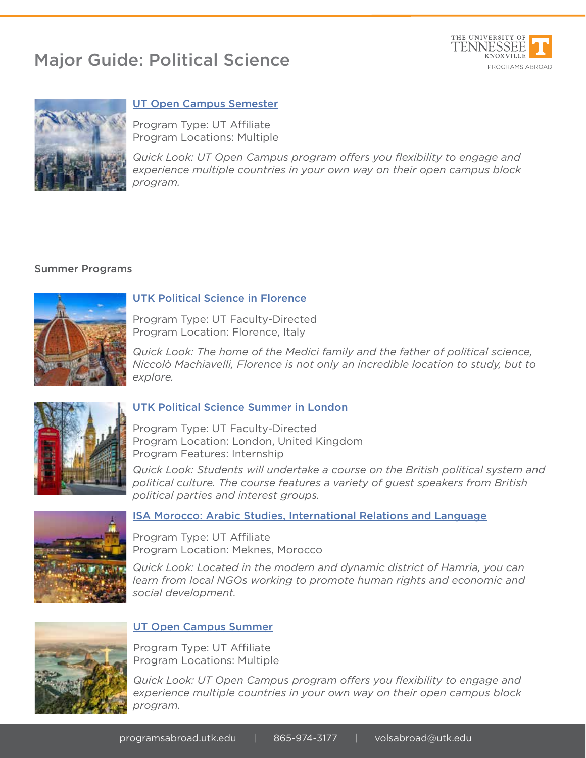# Major Guide: Political Science

### UT Open Campus Semester

Program Type: UT Affiliate
Program Locations: Multiple

*Quick Look: UT Open Campus program offers you flexibility to engage and experience multiple countries in your own way on their open campus block program.*

## Summer Programs

### UTK Political Science in Florence

Program Type: UT Faculty-Directed
Program Location: Florence, Italy

*Quick Look: The home of the Medici family and the father of political science, Niccolò Machiavelli, Florence is not only an incredible location to study, but to explore.*

### UTK Political Science Summer in London

Program Type: UT Faculty-Directed
Program Location: London, United Kingdom
Program Features: Internship

*Quick Look: Students will undertake a course on the British political system and political culture. The course features a variety of guest speakers from British political parties and interest groups.*

### ISA Morocco: Arabic Studies, International Relations and Language

Program Type: UT Affiliate
Program Location: Meknes, Morocco

*Quick Look: Located in the modern and dynamic district of Hamria, you can learn from local NGOs working to promote human rights and economic and social development.*

### UT Open Campus Summer

Program Type: UT Affiliate
Program Locations: Multiple

*Quick Look: UT Open Campus program offers you flexibility to engage and experience multiple countries in your own way on their open campus block program.*